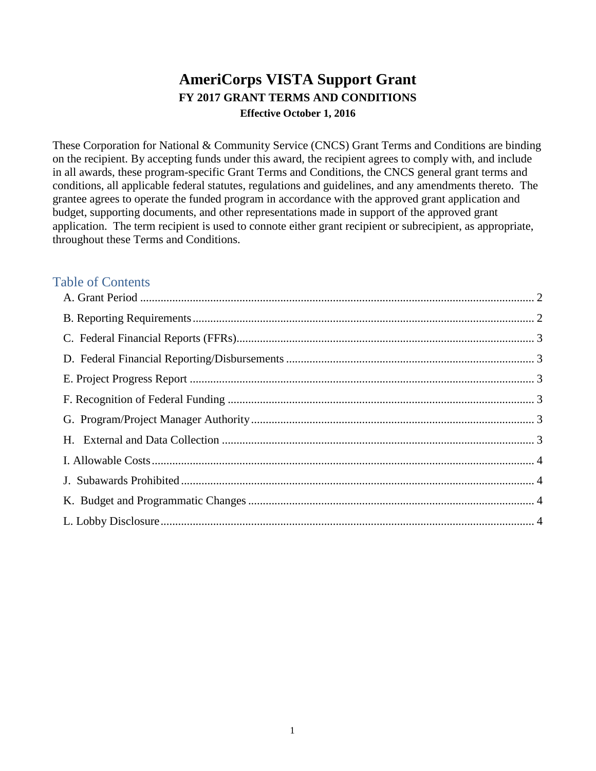# AmeriCorps VISTA Support Grant

## FY 2017 GRANT TERMS AND CONDITIONS

**Effective October 1, 2016**

These Corporation for National & Community Service (CNCS) Grant Terms and Conditions are binding on the recipient. By accepting funds under this award, the recipient agrees to comply with, and include in all awards, these program-specific Grant Terms and Conditions, the CNCS general grant terms and conditions, all applicable federal statutes, regulations and guidelines, and any amendments thereto. The grantee agrees to operate the funded program in accordance with the approved grant application and budget, supporting documents, and other representations made in support of the approved grant application. The term recipient is used to connote either grant recipient or subrecipient, as appropriate, throughout these Terms and Conditions.

## Table of Contents

- A. Grant Period ..... 2
- B. Reporting Requirements ..... 2
- C. Federal Financial Reports (FFRs) ..... 3
- D. Federal Financial Reporting/Disbursements ..... 3
- E. Project Progress Report ..... 3
- F. Recognition of Federal Funding ..... 3
- G. Program/Project Manager Authority ..... 3
- H. External and Data Collection ..... 3
- I. Allowable Costs ..... 4
- J. Subawards Prohibited ..... 4
- K. Budget and Programmatic Changes ..... 4
- L. Lobby Disclosure ..... 4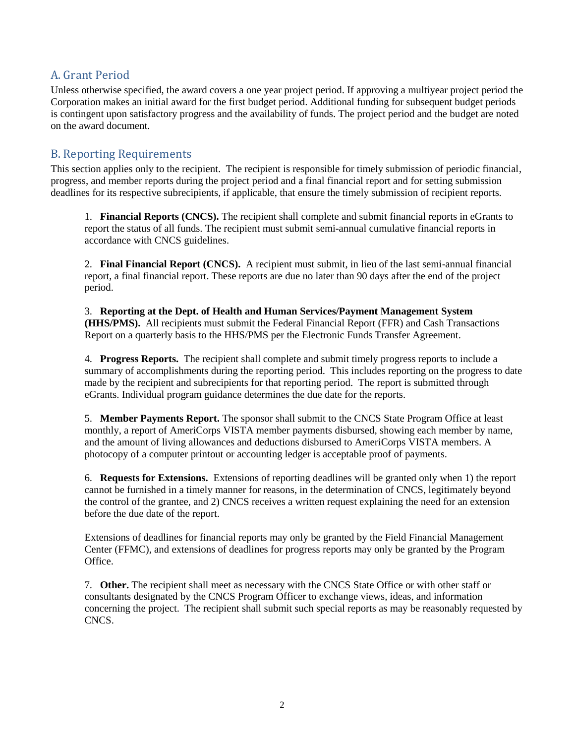## A. Grant Period

Unless otherwise specified, the award covers a one year project period. If approving a multiyear project period the Corporation makes an initial award for the first budget period. Additional funding for subsequent budget periods is contingent upon satisfactory progress and the availability of funds. The project period and the budget are noted on the award document.

## B. Reporting Requirements

This section applies only to the recipient. The recipient is responsible for timely submission of periodic financial, progress, and member reports during the project period and a final financial report and for setting submission deadlines for its respective subrecipients, if applicable, that ensure the timely submission of recipient reports.

1. **Financial Reports (CNCS).** The recipient shall complete and submit financial reports in eGrants to report the status of all funds. The recipient must submit semi-annual cumulative financial reports in accordance with CNCS guidelines.

2. **Final Financial Report (CNCS).** A recipient must submit, in lieu of the last semi-annual financial report, a final financial report. These reports are due no later than 90 days after the end of the project period.

3. **Reporting at the Dept. of Health and Human Services/Payment Management System (HHS/PMS).** All recipients must submit the Federal Financial Report (FFR) and Cash Transactions Report on a quarterly basis to the HHS/PMS per the Electronic Funds Transfer Agreement.

4. **Progress Reports.** The recipient shall complete and submit timely progress reports to include a summary of accomplishments during the reporting period. This includes reporting on the progress to date made by the recipient and subrecipients for that reporting period. The report is submitted through eGrants. Individual program guidance determines the due date for the reports.

5. **Member Payments Report.** The sponsor shall submit to the CNCS State Program Office at least monthly, a report of AmeriCorps VISTA member payments disbursed, showing each member by name, and the amount of living allowances and deductions disbursed to AmeriCorps VISTA members. A photocopy of a computer printout or accounting ledger is acceptable proof of payments.

6. **Requests for Extensions.** Extensions of reporting deadlines will be granted only when 1) the report cannot be furnished in a timely manner for reasons, in the determination of CNCS, legitimately beyond the control of the grantee, and 2) CNCS receives a written request explaining the need for an extension before the due date of the report.

   Extensions of deadlines for financial reports may only be granted by the Field Financial Management Center (FFMC), and extensions of deadlines for progress reports may only be granted by the Program Office.

7. **Other.** The recipient shall meet as necessary with the CNCS State Office or with other staff or consultants designated by the CNCS Program Officer to exchange views, ideas, and information concerning the project. The recipient shall submit such special reports as may be reasonably requested by CNCS.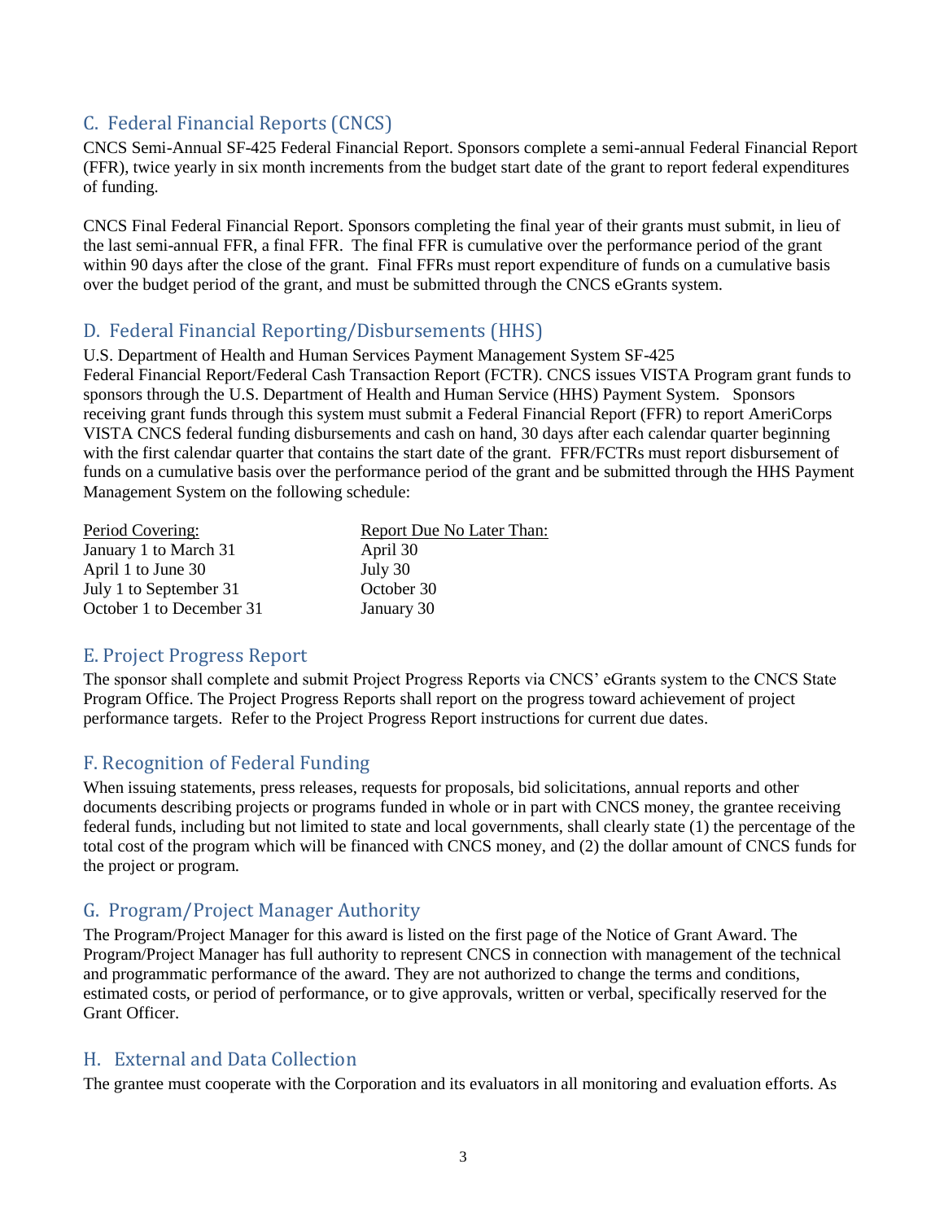## C. Federal Financial Reports (CNCS)

CNCS Semi-Annual SF-425 Federal Financial Report. Sponsors complete a semi-annual Federal Financial Report (FFR), twice yearly in six month increments from the budget start date of the grant to report federal expenditures of funding.

CNCS Final Federal Financial Report. Sponsors completing the final year of their grants must submit, in lieu of the last semi-annual FFR, a final FFR. The final FFR is cumulative over the performance period of the grant within 90 days after the close of the grant. Final FFRs must report expenditure of funds on a cumulative basis over the budget period of the grant, and must be submitted through the CNCS eGrants system.

## D. Federal Financial Reporting/Disbursements (HHS)

U.S. Department of Health and Human Services Payment Management System SF-425 Federal Financial Report/Federal Cash Transaction Report (FCTR). CNCS issues VISTA Program grant funds to sponsors through the U.S. Department of Health and Human Service (HHS) Payment System. Sponsors receiving grant funds through this system must submit a Federal Financial Report (FFR) to report AmeriCorps VISTA CNCS federal funding disbursements and cash on hand, 30 days after each calendar quarter beginning with the first calendar quarter that contains the start date of the grant. FFR/FCTRs must report disbursement of funds on a cumulative basis over the performance period of the grant and be submitted through the HHS Payment Management System on the following schedule:

| Period Covering: | Report Due No Later Than: |
|---|---|
| January 1 to March 31 | April 30 |
| April 1 to June 30 | July 30 |
| July 1 to September 31 | October 30 |
| October 1 to December 31 | January 30 |

## E. Project Progress Report

The sponsor shall complete and submit Project Progress Reports via CNCS' eGrants system to the CNCS State Program Office. The Project Progress Reports shall report on the progress toward achievement of project performance targets. Refer to the Project Progress Report instructions for current due dates.

## F. Recognition of Federal Funding

When issuing statements, press releases, requests for proposals, bid solicitations, annual reports and other documents describing projects or programs funded in whole or in part with CNCS money, the grantee receiving federal funds, including but not limited to state and local governments, shall clearly state (1) the percentage of the total cost of the program which will be financed with CNCS money, and (2) the dollar amount of CNCS funds for the project or program.

## G. Program/Project Manager Authority

The Program/Project Manager for this award is listed on the first page of the Notice of Grant Award. The Program/Project Manager has full authority to represent CNCS in connection with management of the technical and programmatic performance of the award. They are not authorized to change the terms and conditions, estimated costs, or period of performance, or to give approvals, written or verbal, specifically reserved for the Grant Officer.

## H. External and Data Collection

The grantee must cooperate with the Corporation and its evaluators in all monitoring and evaluation efforts. As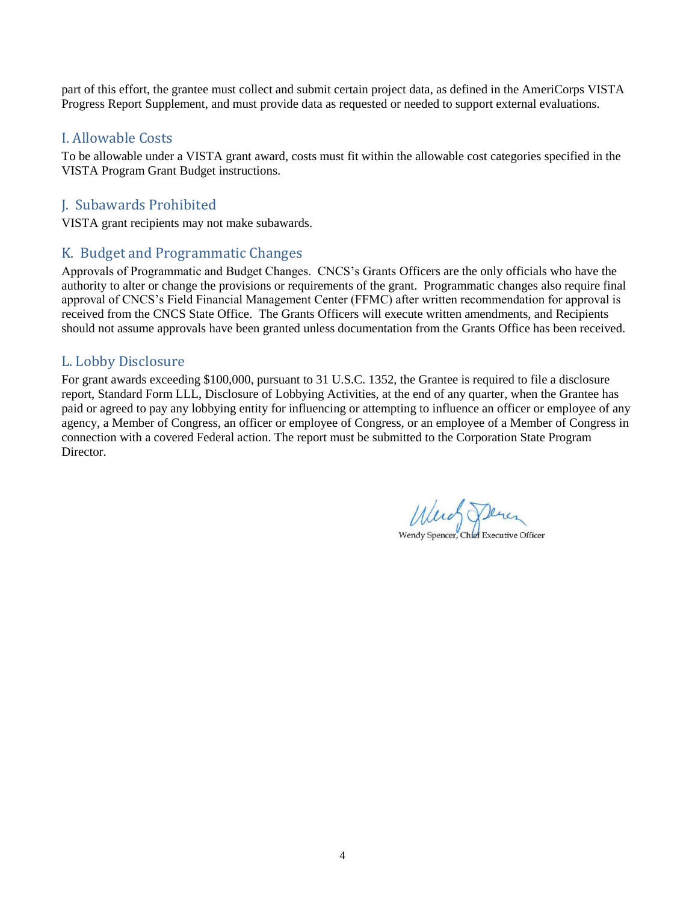part of this effort, the grantee must collect and submit certain project data, as defined in the AmeriCorps VISTA Progress Report Supplement, and must provide data as requested or needed to support external evaluations.

## I. Allowable Costs

To be allowable under a VISTA grant award, costs must fit within the allowable cost categories specified in the VISTA Program Grant Budget instructions.

## J. Subawards Prohibited

VISTA grant recipients may not make subawards.

## K. Budget and Programmatic Changes

Approvals of Programmatic and Budget Changes. CNCS's Grants Officers are the only officials who have the authority to alter or change the provisions or requirements of the grant. Programmatic changes also require final approval of CNCS's Field Financial Management Center (FFMC) after written recommendation for approval is received from the CNCS State Office. The Grants Officers will execute written amendments, and Recipients should not assume approvals have been granted unless documentation from the Grants Office has been received.

## L. Lobby Disclosure

For grant awards exceeding $100,000, pursuant to 31 U.S.C. 1352, the Grantee is required to file a disclosure report, Standard Form LLL, Disclosure of Lobbying Activities, at the end of any quarter, when the Grantee has paid or agreed to pay any lobbying entity for influencing or attempting to influence an officer or employee of any agency, a Member of Congress, an officer or employee of Congress, or an employee of a Member of Congress in connection with a covered Federal action. The report must be submitted to the Corporation State Program Director.

Wendy Spencer, Chief Executive Officer